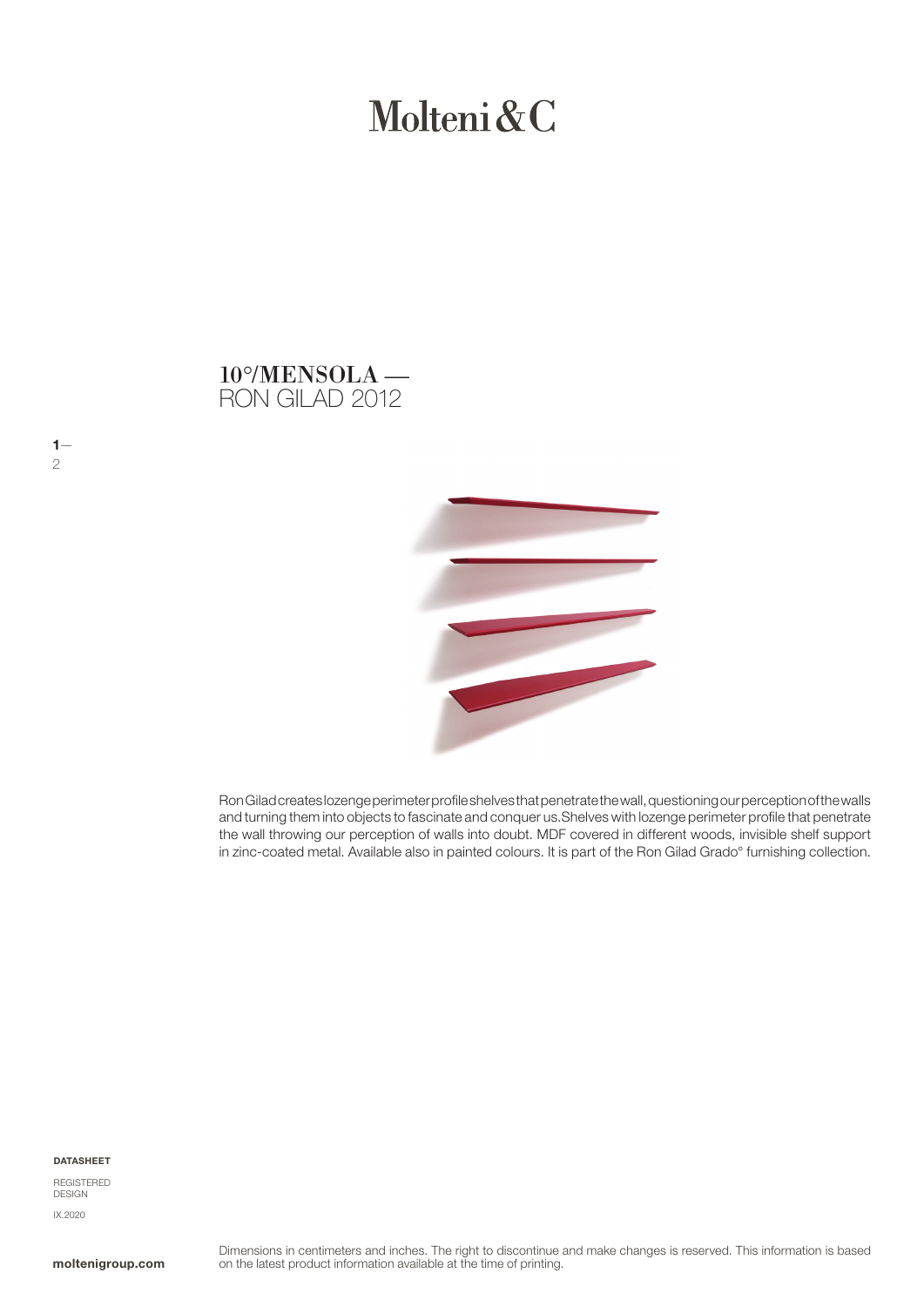# Molteni&C

## 10°/MENSOLA —
RON GILAD 2012

Ron Gilad creates lozenge perimeter profile shelves that penetrate the wall, questioning our perception of the walls and turning them into objects to fascinate and conquer us.Shelves with lozenge perimeter profile that penetrate the wall throwing our perception of walls into doubt. MDF covered in different woods, invisible shelf support in zinc-coated metal. Available also in painted colours. It is part of the Ron Gilad Grado° furnishing collection.

**DATASHEET**

REGISTERED DESIGN

IX.2020

**moltenigroup.com**

Dimensions in centimeters and inches. The right to discontinue and make changes is reserved. This information is based on the latest product information available at the time of printing.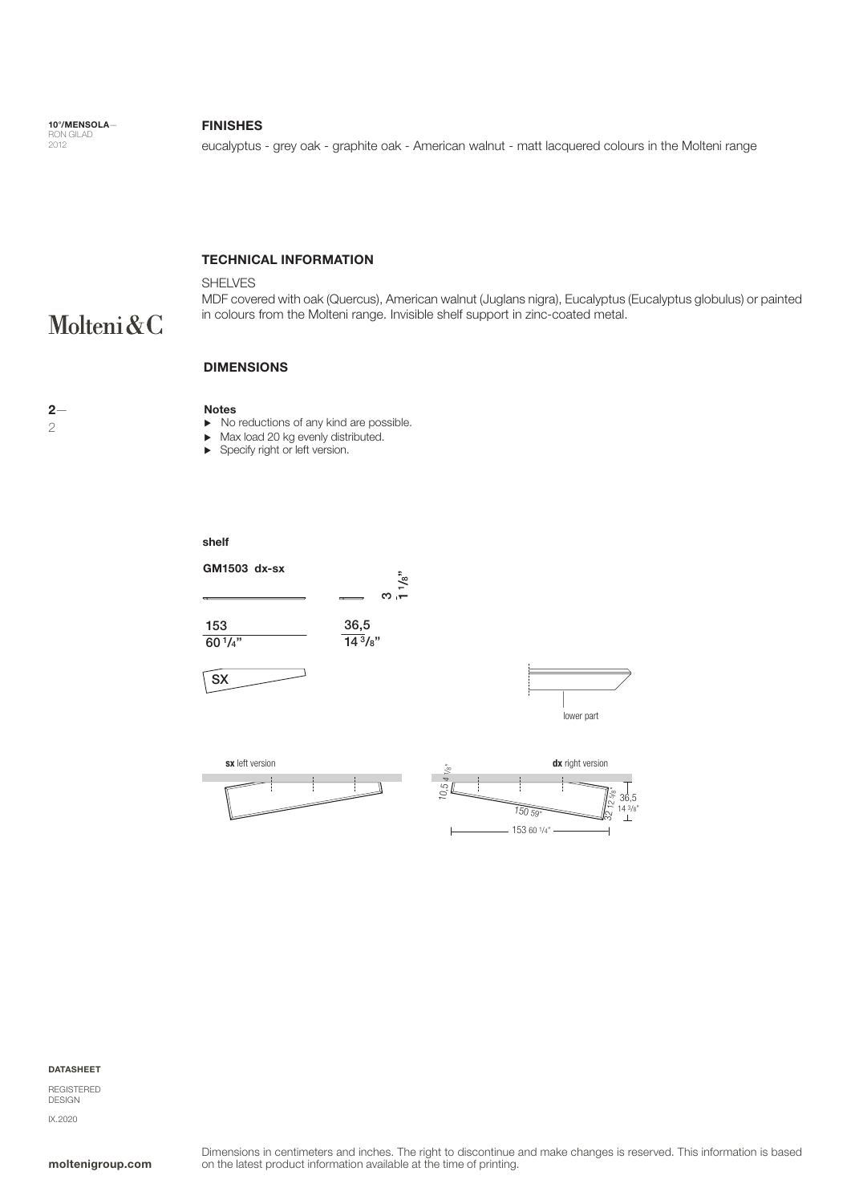10°/MENSOLA
RON GILAD
2012

## FINISHES

eucalyptus - grey oak - graphite oak - American walnut - matt lacquered colours in the Molteni range

## TECHNICAL INFORMATION

SHELVES

MDF covered with oak (Quercus), American walnut (Juglans nigra), Eucalyptus (Eucalyptus globulus) or painted in colours from the Molteni range. Invisible shelf support in zinc-coated metal.

## DIMENSIONS

**Notes**

- No reductions of any kind are possible.
- Max load 20 kg evenly distributed.
- Specify right or left version.

**shelf**

**GM1503 dx-sx**

153
60 1/4"

36,5
14 3/8"

3
1 1/8"

SX

lower part

**sx** left version

**dx** right version

10,5 4 1/8"

150 59"

32 12 5/8"

36,5
14 3/8"

153 60 1/4"

**DATASHEET**

REGISTERED DESIGN

IX.2020

Dimensions in centimeters and inches. The right to discontinue and make changes is reserved. This information is based on the latest product information available at the time of printing.

**moltenigroup.com**